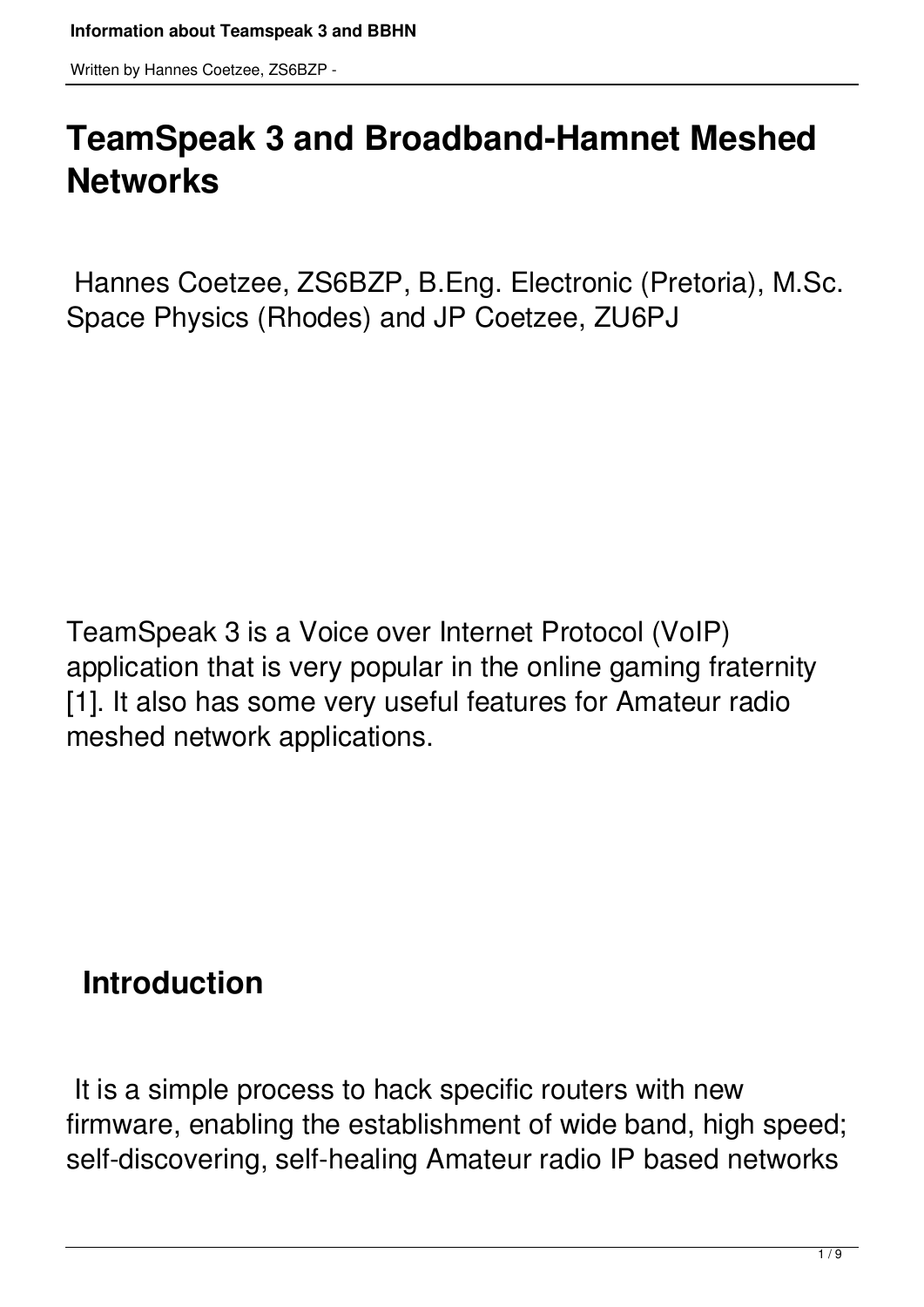# TeamSpeak 3 and Broadband-Hamnet Meshed Networks

Hannes Coetzee, ZS6BZP, B.Eng. Electronic (Pretoria), M.Sc. Space Physics (Rhodes) and JP Coetzee, ZU6PJ

TeamSpeak 3 is a Voice over Internet Protocol (VoIP) application that is very popular in the online gaming fraternity [1]. It also has some very useful features for Amateur radio meshed network applications.

## Introduction

It is a simple process to hack specific routers with new firmware, enabling the establishment of wide band, high speed; self-discovering, self-healing Amateur radio IP based networks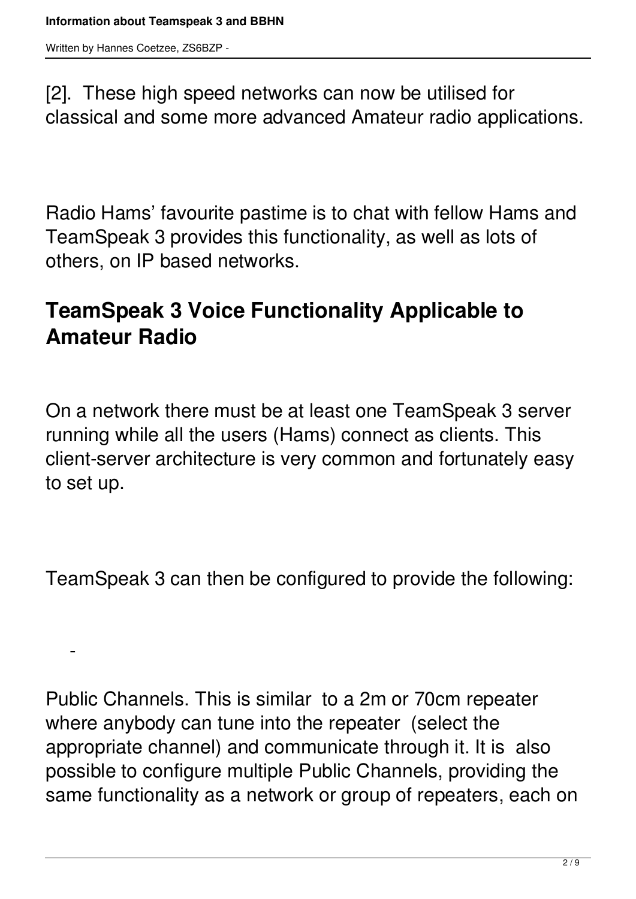[2]. These high speed networks can now be utilised for classical and some more advanced Amateur radio applications.

Radio Hams' favourite pastime is to chat with fellow Hams and TeamSpeak 3 provides this functionality, as well as lots of others, on IP based networks.

## TeamSpeak 3 Voice Functionality Applicable to Amateur Radio

On a network there must be at least one TeamSpeak 3 server running while all the users (Hams) connect as clients. This client-server architecture is very common and fortunately easy to set up.

TeamSpeak 3 can then be configured to provide the following:

- Public Channels. This is similar to a 2m or 70cm repeater where anybody can tune into the repeater (select the appropriate channel) and communicate through it. It is also possible to configure multiple Public Channels, providing the same functionality as a network or group of repeaters, each on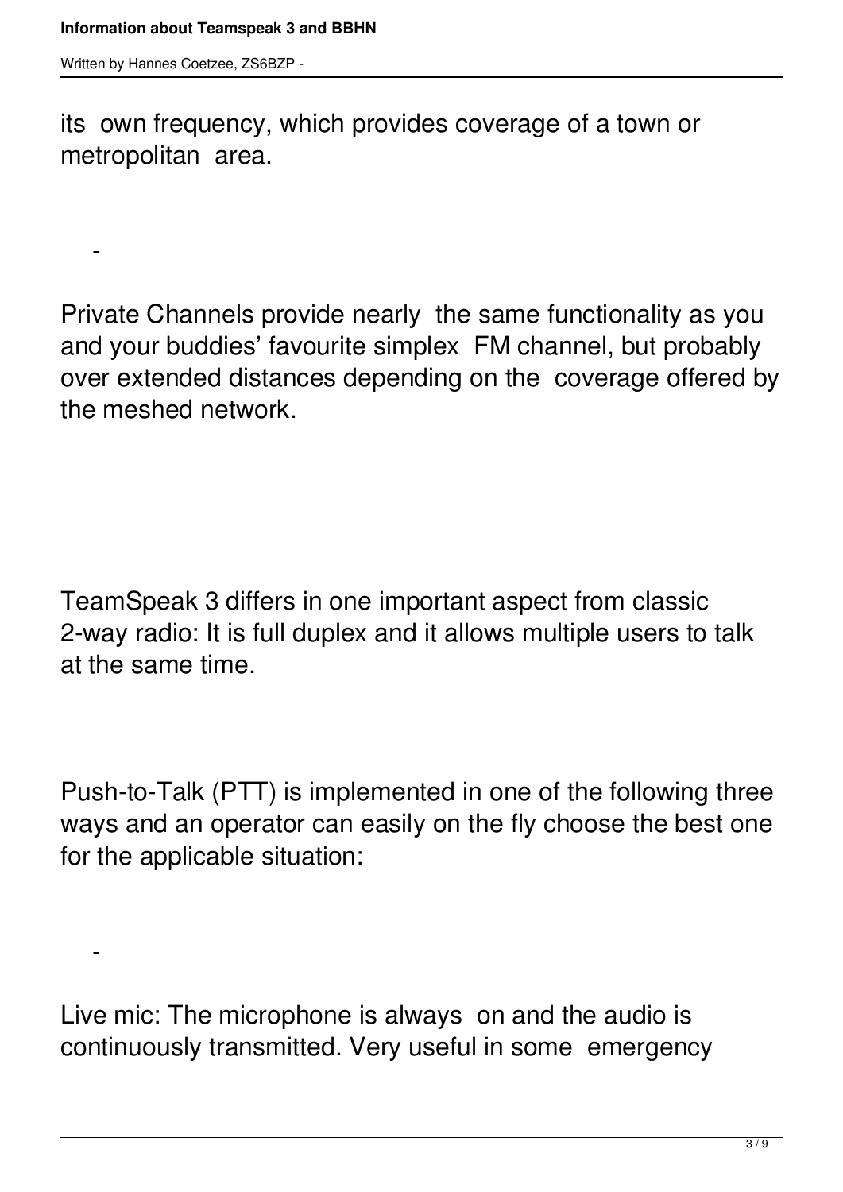its own frequency, which provides coverage of a town or metropolitan area.

- Private Channels provide nearly the same functionality as you and your buddies' favourite simplex FM channel, but probably over extended distances depending on the coverage offered by the meshed network.

TeamSpeak 3 differs in one important aspect from classic 2-way radio: It is full duplex and it allows multiple users to talk at the same time.

Push-to-Talk (PTT) is implemented in one of the following three ways and an operator can easily on the fly choose the best one for the applicable situation:

- Live mic: The microphone is always on and the audio is continuously transmitted. Very useful in some emergency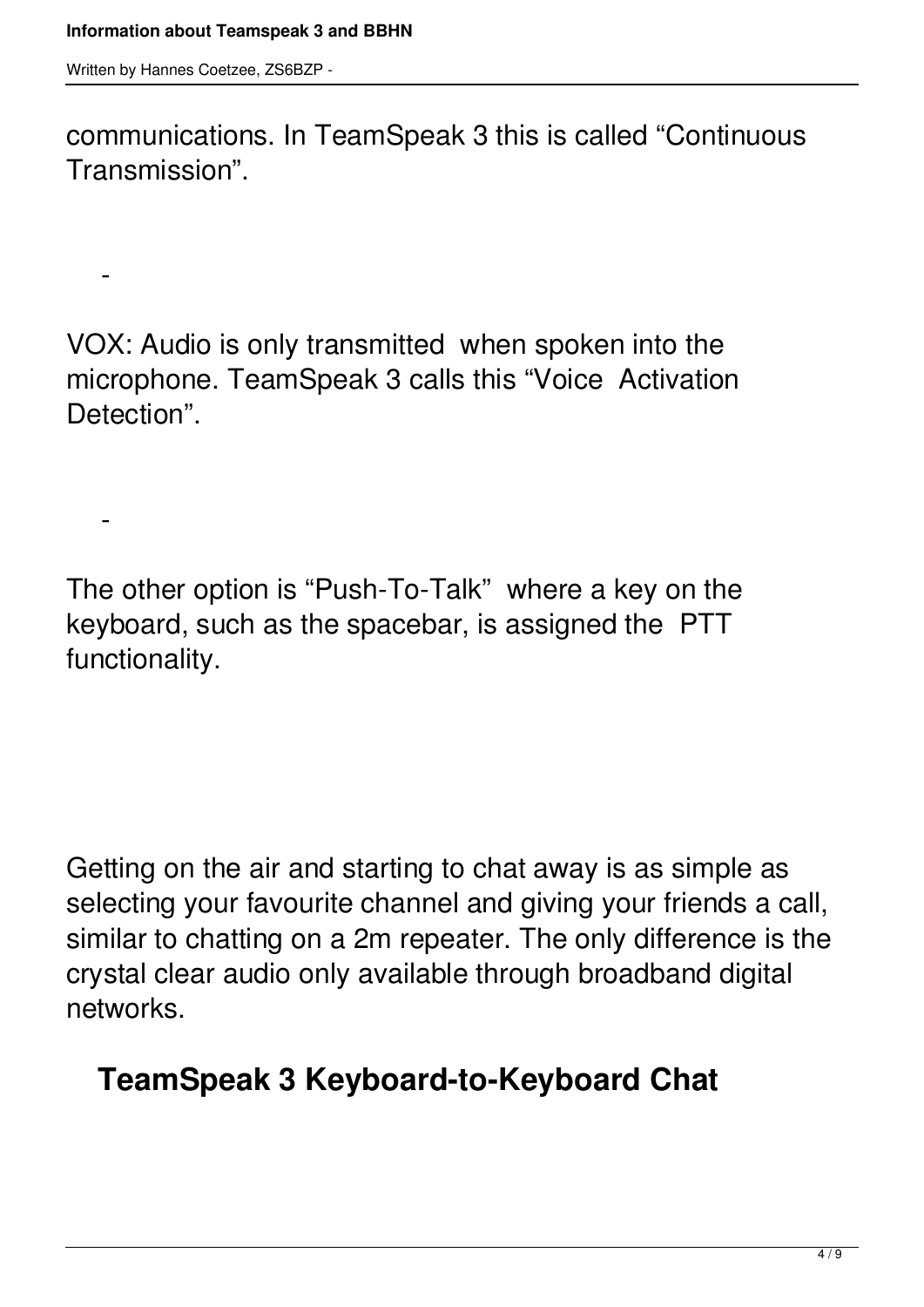communications. In TeamSpeak 3 this is called “Continuous Transmission”.

-

VOX: Audio is only transmitted  when spoken into the microphone. TeamSpeak 3 calls this “Voice  Activation Detection”.

-

The other option is “Push-To-Talk”  where a key on the keyboard, such as the spacebar, is assigned the  PTT functionality.

Getting on the air and starting to chat away is as simple as selecting your favourite channel and giving your friends a call, similar to chatting on a 2m repeater. The only difference is the crystal clear audio only available through broadband digital networks.

## TeamSpeak 3 Keyboard-to-Keyboard Chat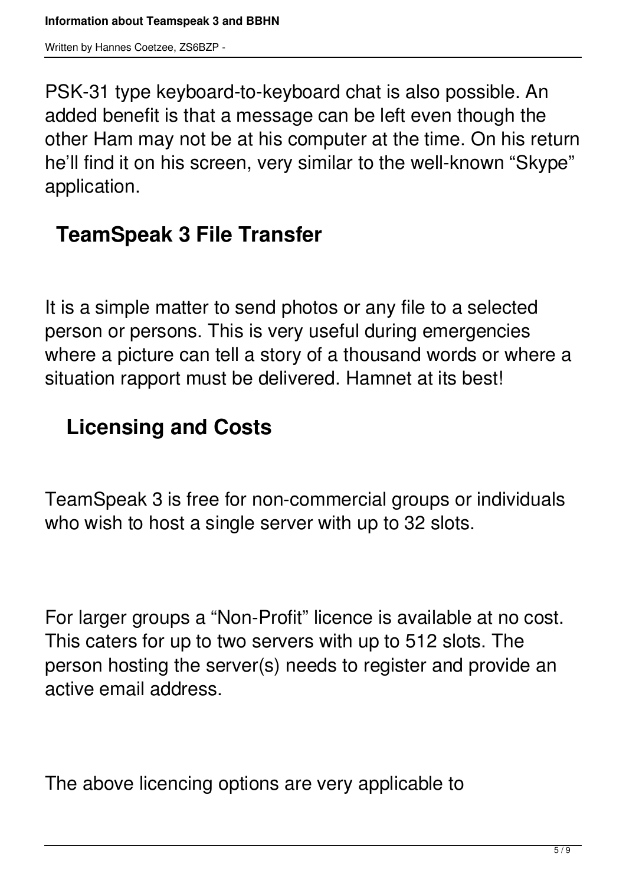PSK-31 type keyboard-to-keyboard chat is also possible. An added benefit is that a message can be left even though the other Ham may not be at his computer at the time. On his return he'll find it on his screen, very similar to the well-known “Skype” application.

## TeamSpeak 3 File Transfer

It is a simple matter to send photos or any file to a selected person or persons. This is very useful during emergencies where a picture can tell a story of a thousand words or where a situation rapport must be delivered. Hamnet at its best!

## Licensing and Costs

TeamSpeak 3 is free for non-commercial groups or individuals who wish to host a single server with up to 32 slots.

For larger groups a “Non-Profit” licence is available at no cost. This caters for up to two servers with up to 512 slots. The person hosting the server(s) needs to register and provide an active email address.

The above licencing options are very applicable to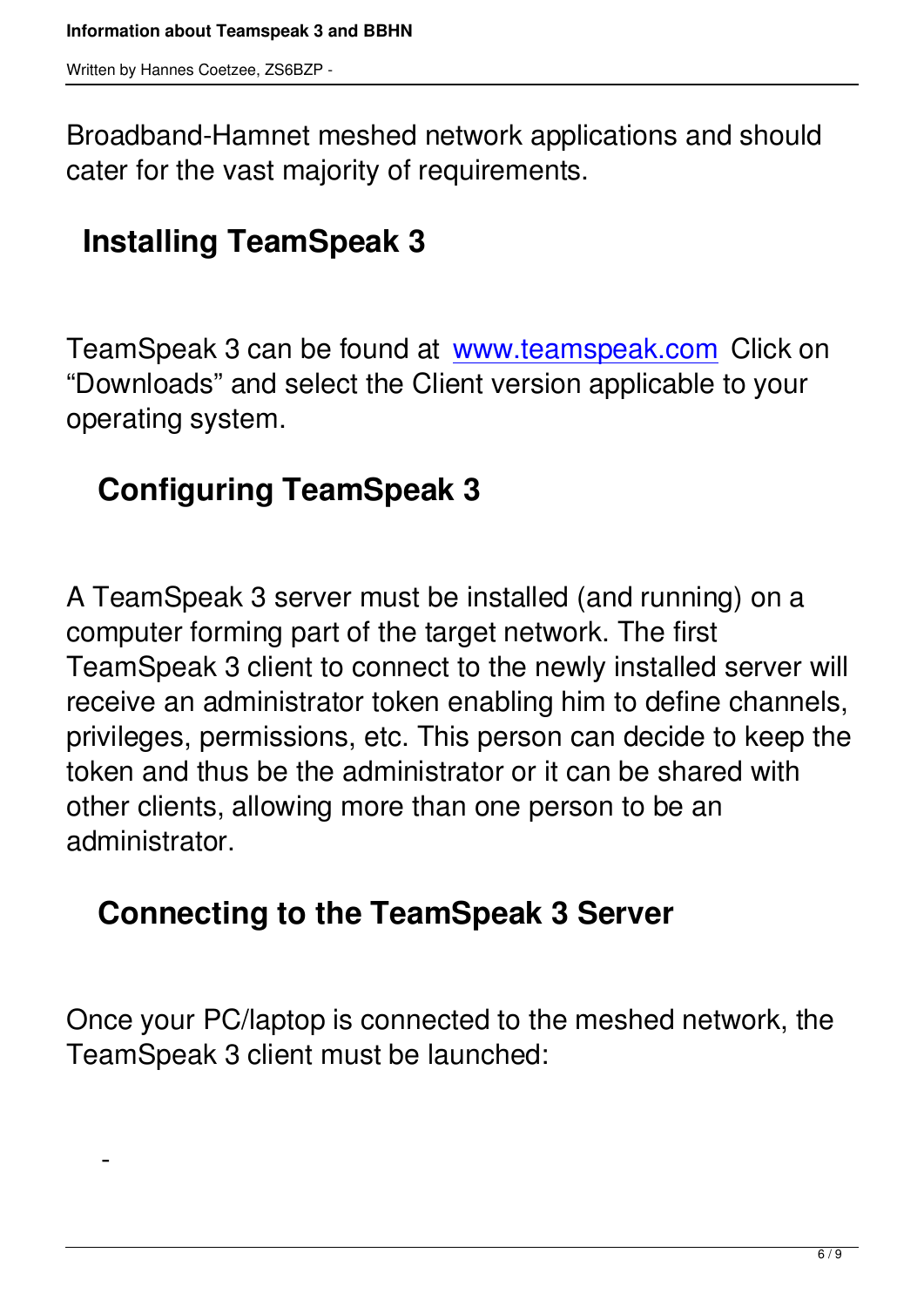Broadband-Hamnet meshed network applications and should cater for the vast majority of requirements.

## Installing TeamSpeak 3

TeamSpeak 3 can be found at [www.teamspeak.com](http://www.teamspeak.com) Click on “Downloads” and select the Client version applicable to your operating system.

## Configuring TeamSpeak 3

A TeamSpeak 3 server must be installed (and running) on a computer forming part of the target network. The first TeamSpeak 3 client to connect to the newly installed server will receive an administrator token enabling him to define channels, privileges, permissions, etc. This person can decide to keep the token and thus be the administrator or it can be shared with other clients, allowing more than one person to be an administrator.

## Connecting to the TeamSpeak 3 Server

Once your PC/laptop is connected to the meshed network, the TeamSpeak 3 client must be launched:

-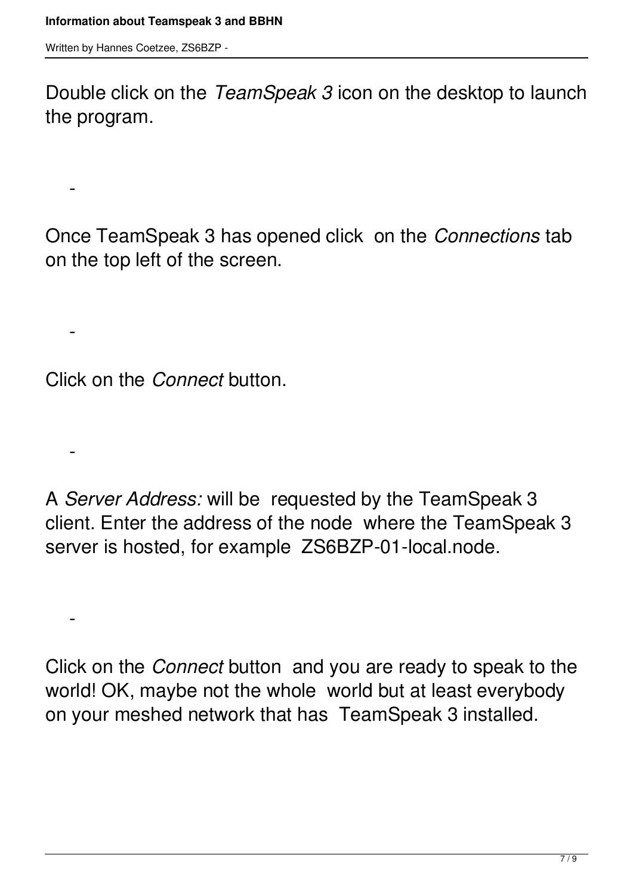Double click on the *TeamSpeak 3* icon on the desktop to launch the program.

-

Once TeamSpeak 3 has opened click on the *Connections* tab on the top left of the screen.

-

Click on the *Connect* button.

-

A *Server Address:* will be requested by the TeamSpeak 3 client. Enter the address of the node where the TeamSpeak 3 server is hosted, for example ZS6BZP-01-local.node.

-

Click on the *Connect* button and you are ready to speak to the world! OK, maybe not the whole world but at least everybody on your meshed network that has TeamSpeak 3 installed.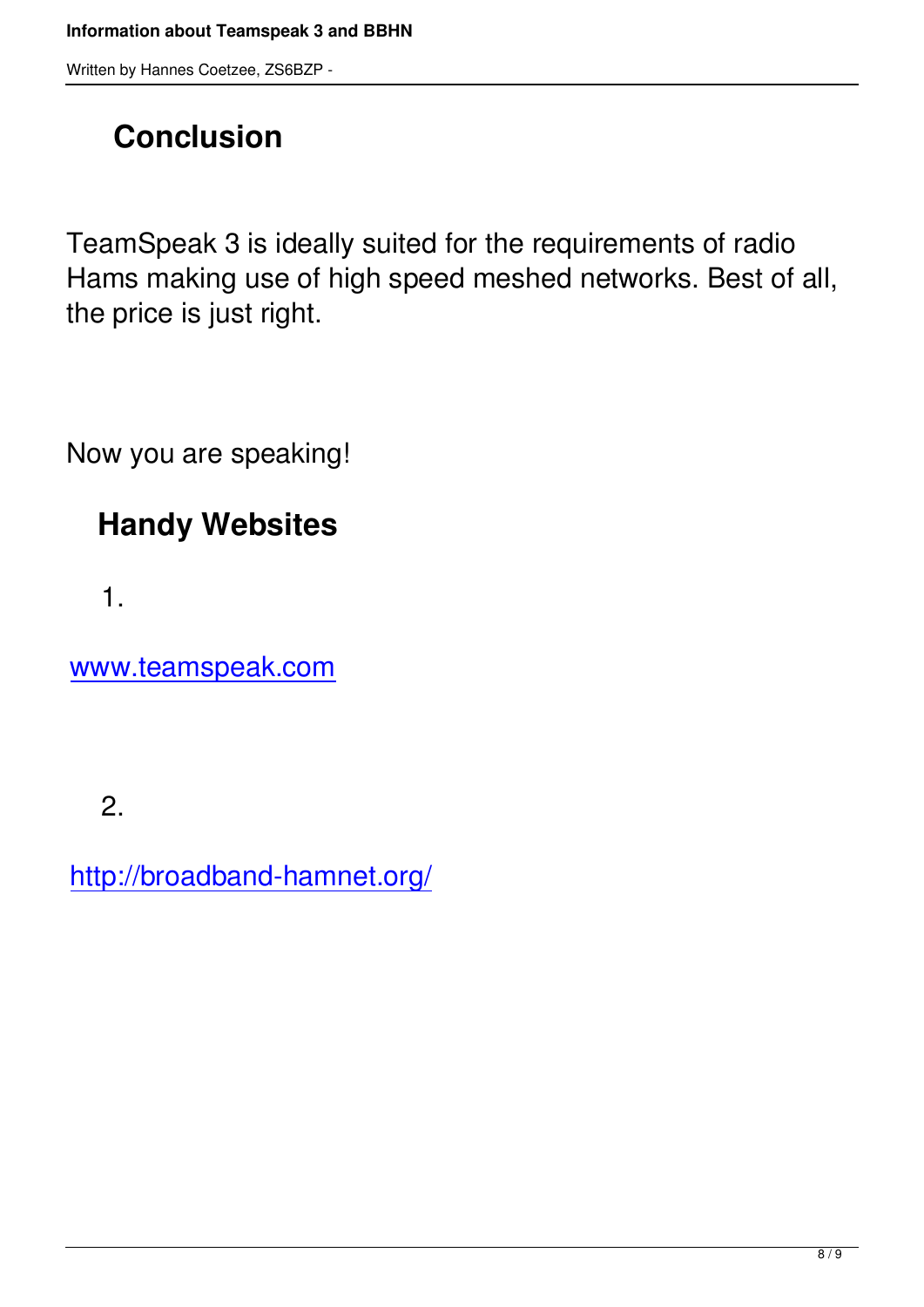## Conclusion

TeamSpeak 3 is ideally suited for the requirements of radio Hams making use of high speed meshed networks. Best of all, the price is just right.

Now you are speaking!

## Handy Websites

1. www.teamspeak.com

2. http://broadband-hamnet.org/